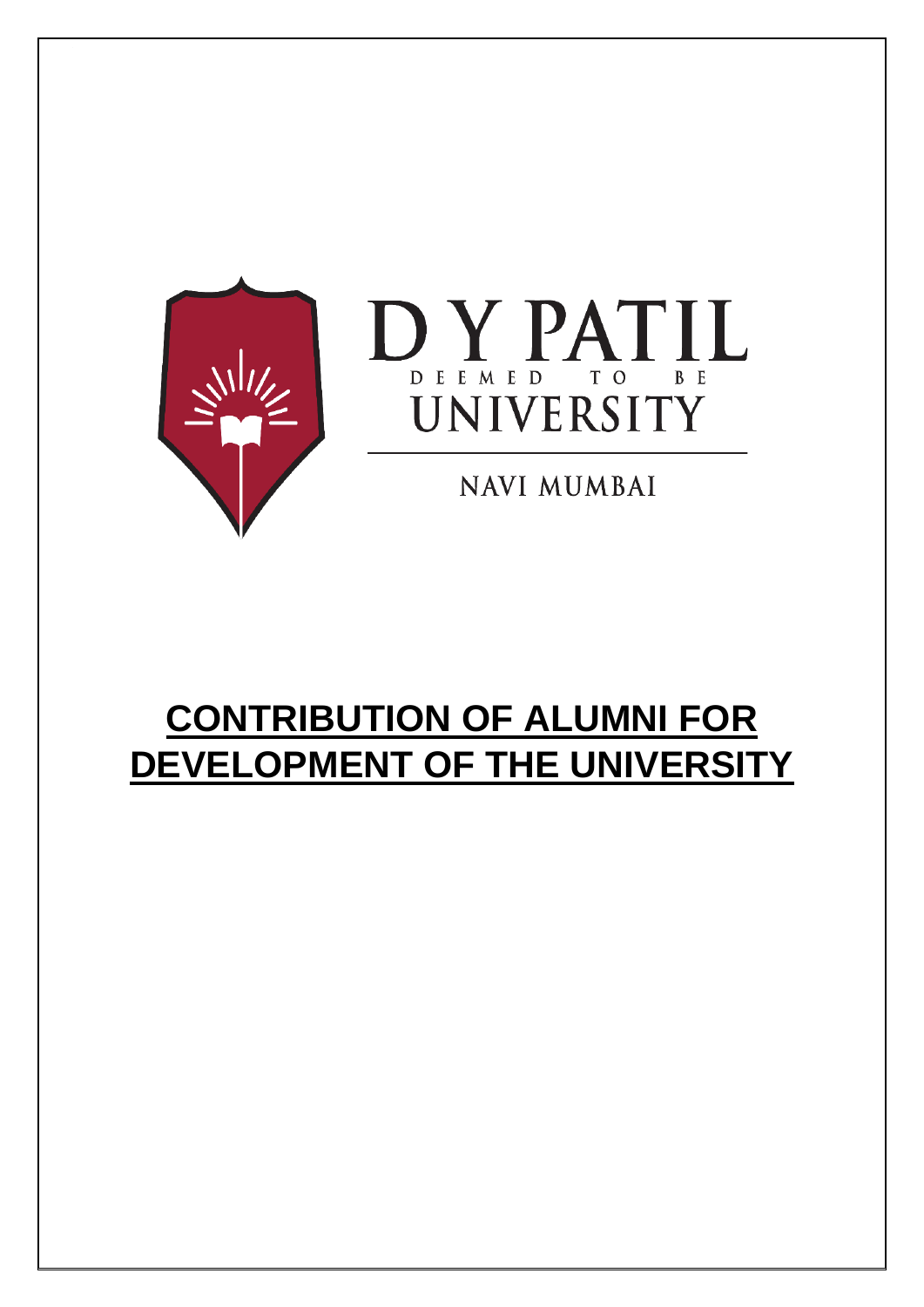D Y PATIL

DEEMED TO BE

UNIVERSITY

NAVI MUMBAI

# **CONTRIBUTION OF ALUMNI FOR DEVELOPMENT OF THE UNIVERSITY**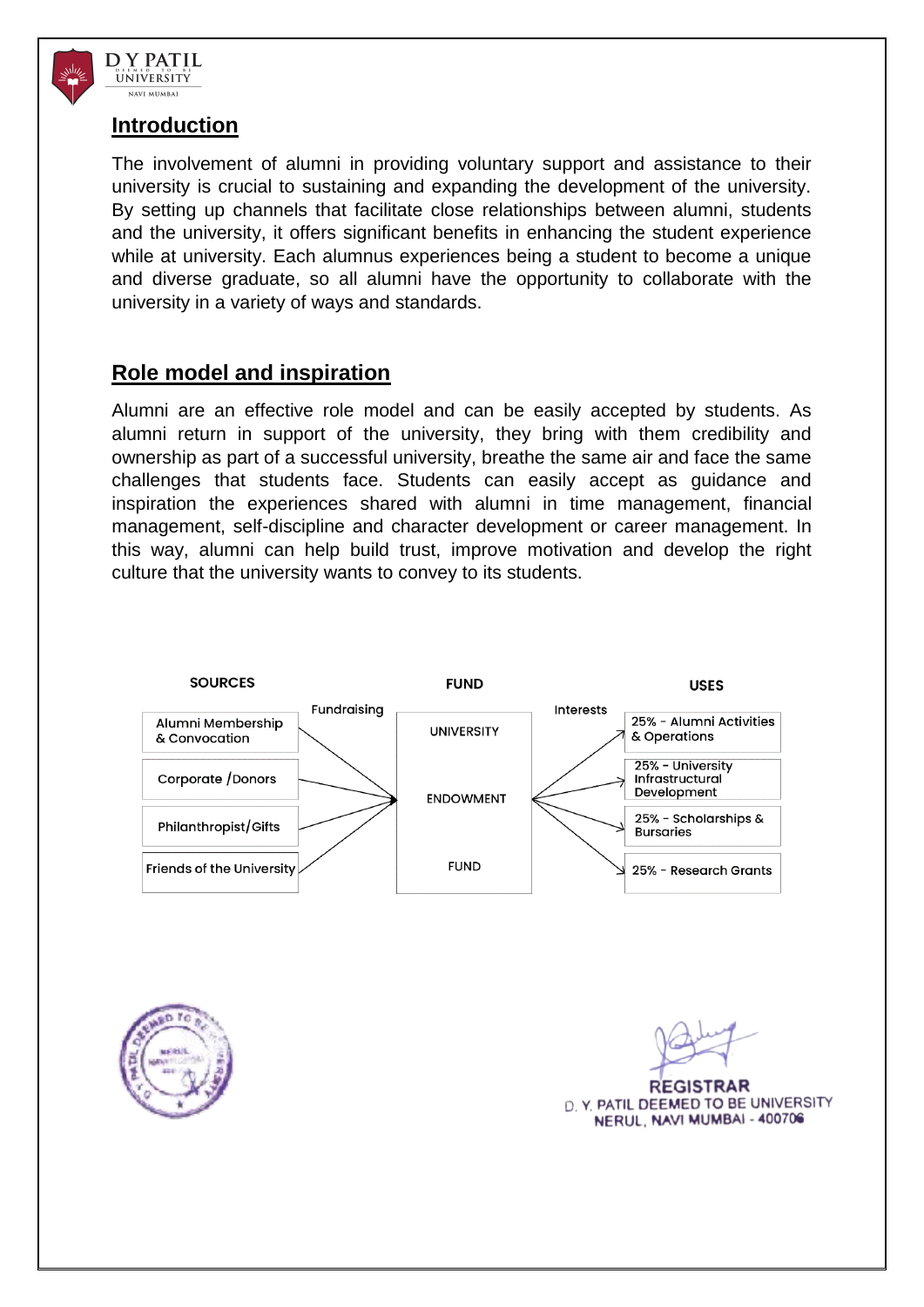## Introduction

The involvement of alumni in providing voluntary support and assistance to their university is crucial to sustaining and expanding the development of the university. By setting up channels that facilitate close relationships between alumni, students and the university, it offers significant benefits in enhancing the student experience while at university. Each alumnus experiences being a student to become a unique and diverse graduate, so all alumni have the opportunity to collaborate with the university in a variety of ways and standards.

## Role model and inspiration

Alumni are an effective role model and can be easily accepted by students. As alumni return in support of the university, they bring with them credibility and ownership as part of a successful university, breathe the same air and face the same challenges that students face. Students can easily accept as guidance and inspiration the experiences shared with alumni in time management, financial management, self-discipline and character development or career management. In this way, alumni can help build trust, improve motivation and develop the right culture that the university wants to convey to its students.

| SOURCES | | FUND | | USES |
|---|---|---|---|---|
| Alumni Membership & Convocation | Fundraising | UNIVERSITY | Interests | 25% - Alumni Activities & Operations |
| Corporate /Donors | | ENDOWMENT | | 25% - University Infrastructural Development |
| Philanthropist/Gifts | | | | 25% - Scholarships & Bursaries |
| Friends of the University | | FUND | | 25% - Research Grants |

REGISTRAR
D. Y. PATIL DEEMED TO BE UNIVERSITY
NERUL, NAVI MUMBAI - 400706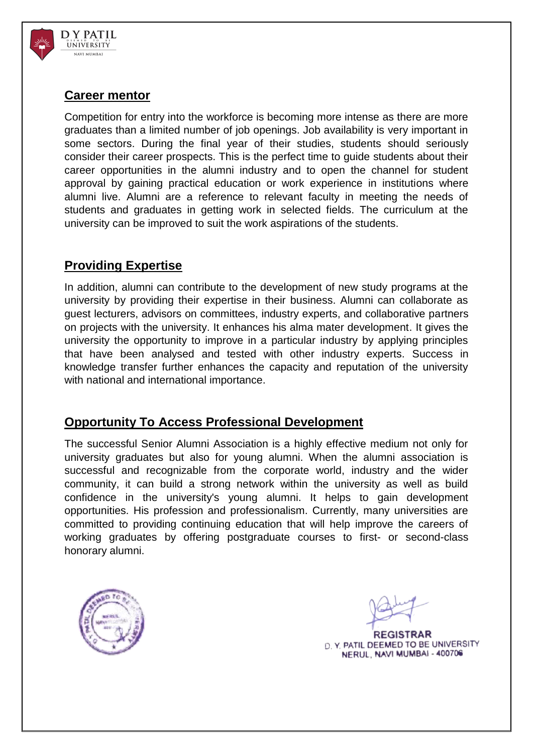## Career mentor

Competition for entry into the workforce is becoming more intense as there are more graduates than a limited number of job openings. Job availability is very important in some sectors. During the final year of their studies, students should seriously consider their career prospects. This is the perfect time to guide students about their career opportunities in the alumni industry and to open the channel for student approval by gaining practical education or work experience in institutions where alumni live. Alumni are a reference to relevant faculty in meeting the needs of students and graduates in getting work in selected fields. The curriculum at the university can be improved to suit the work aspirations of the students.

## Providing Expertise

In addition, alumni can contribute to the development of new study programs at the university by providing their expertise in their business. Alumni can collaborate as guest lecturers, advisors on committees, industry experts, and collaborative partners on projects with the university. It enhances his alma mater development. It gives the university the opportunity to improve in a particular industry by applying principles that have been analysed and tested with other industry experts. Success in knowledge transfer further enhances the capacity and reputation of the university with national and international importance.

## Opportunity To Access Professional Development

The successful Senior Alumni Association is a highly effective medium not only for university graduates but also for young alumni. When the alumni association is successful and recognizable from the corporate world, industry and the wider community, it can build a strong network within the university as well as build confidence in the university's young alumni. It helps to gain development opportunities. His profession and professionalism. Currently, many universities are committed to providing continuing education that will help improve the careers of working graduates by offering postgraduate courses to first- or second-class honorary alumni.

REGISTRAR
D. Y. PATIL DEEMED TO BE UNIVERSITY
NERUL, NAVI MUMBAI - 400706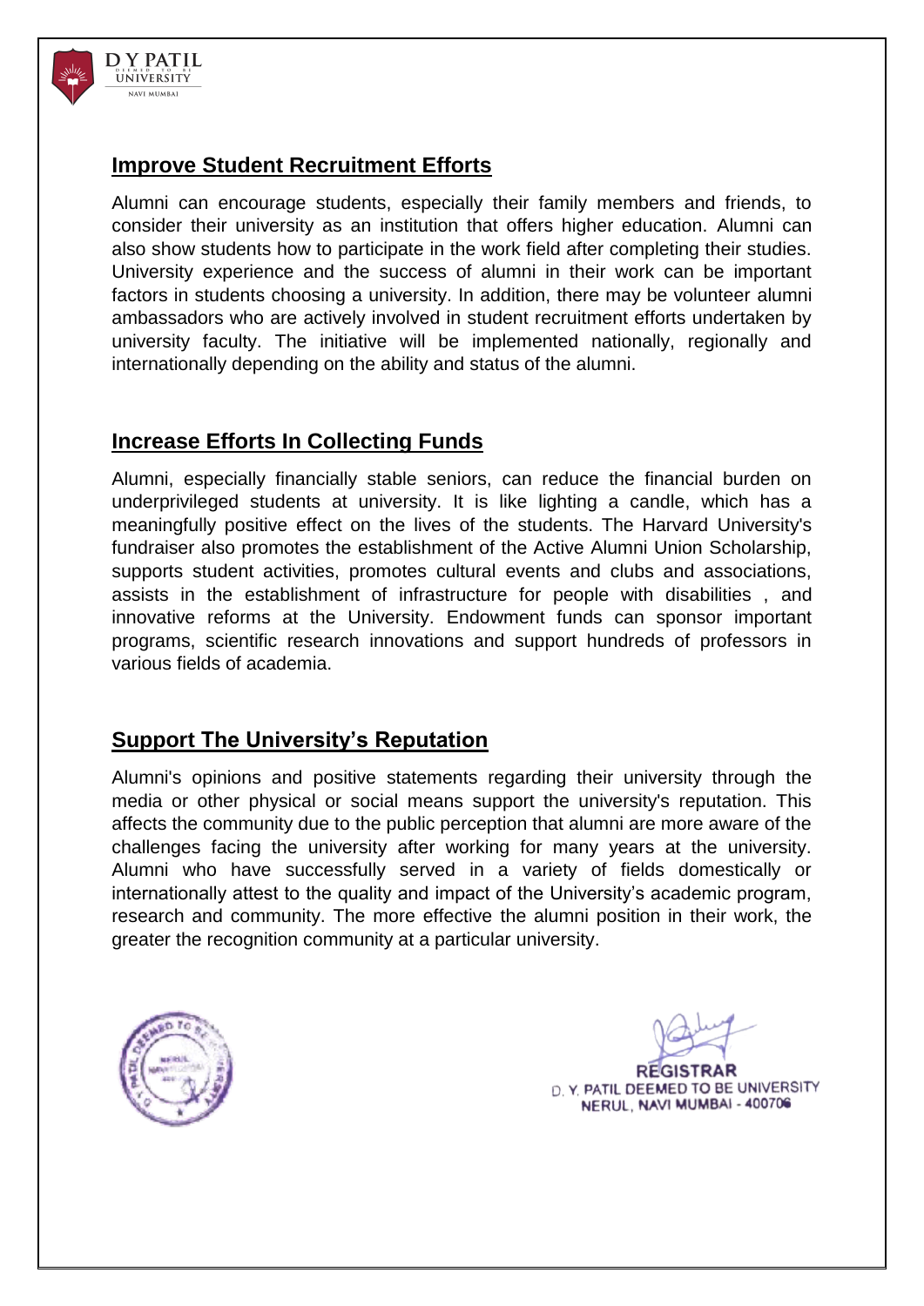## Improve Student Recruitment Efforts

Alumni can encourage students, especially their family members and friends, to consider their university as an institution that offers higher education. Alumni can also show students how to participate in the work field after completing their studies. University experience and the success of alumni in their work can be important factors in students choosing a university. In addition, there may be volunteer alumni ambassadors who are actively involved in student recruitment efforts undertaken by university faculty. The initiative will be implemented nationally, regionally and internationally depending on the ability and status of the alumni.

## Increase Efforts In Collecting Funds

Alumni, especially financially stable seniors, can reduce the financial burden on underprivileged students at university. It is like lighting a candle, which has a meaningfully positive effect on the lives of the students. The Harvard University's fundraiser also promotes the establishment of the Active Alumni Union Scholarship, supports student activities, promotes cultural events and clubs and associations, assists in the establishment of infrastructure for people with disabilities , and innovative reforms at the University. Endowment funds can sponsor important programs, scientific research innovations and support hundreds of professors in various fields of academia.

## Support The University's Reputation

Alumni's opinions and positive statements regarding their university through the media or other physical or social means support the university's reputation. This affects the community due to the public perception that alumni are more aware of the challenges facing the university after working for many years at the university. Alumni who have successfully served in a variety of fields domestically or internationally attest to the quality and impact of the University's academic program, research and community. The more effective the alumni position in their work, the greater the recognition community at a particular university.

REGISTRAR
D. Y. PATIL DEEMED TO BE UNIVERSITY
NERUL, NAVI MUMBAI - 400706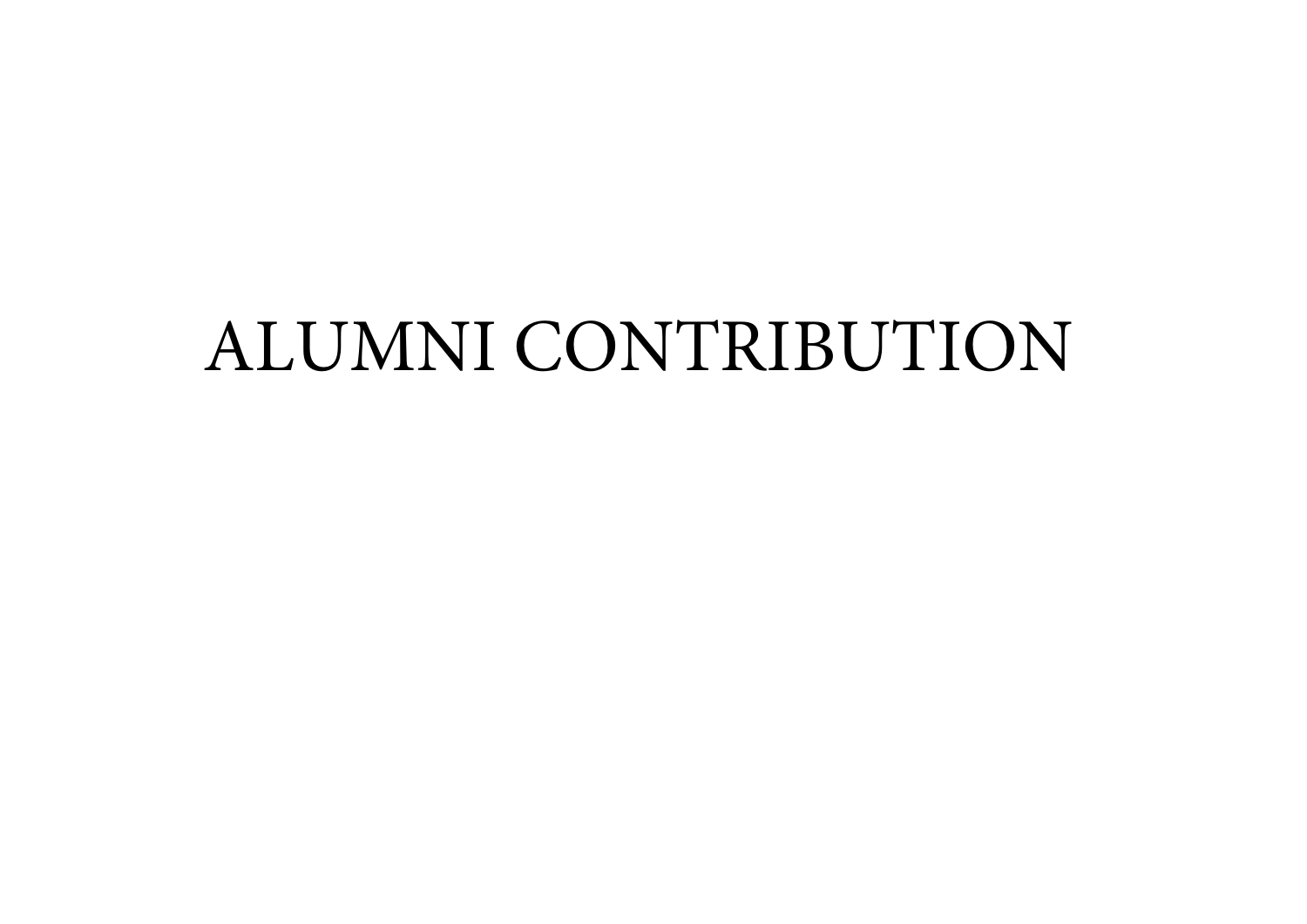# ALUMNI CONTRIBUTION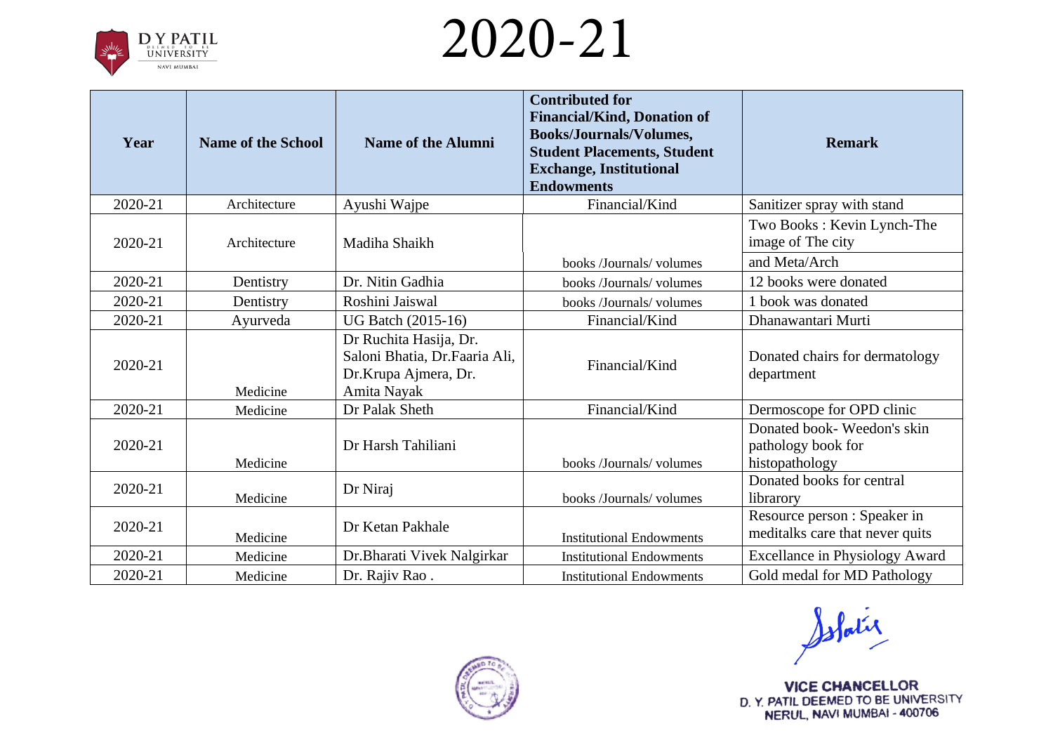# 2020-21

| Year | Name of the School | Name of the Alumni | Contributed for Financial/Kind, Donation of Books/Journals/Volumes, Student Placements, Student Exchange, Institutional Endowments | Remark |
|---|---|---|---|---|
| 2020-21 | Architecture | Ayushi Wajpe | Financial/Kind | Sanitizer spray with stand |
| 2020-21 | Architecture | Madiha Shaikh | books /Journals/ volumes | Two Books : Kevin Lynch-The image of The city and Meta/Arch |
| 2020-21 | Dentistry | Dr. Nitin Gadhia | books /Journals/ volumes | 12 books were donated |
| 2020-21 | Dentistry | Roshini Jaiswal | books /Journals/ volumes | 1 book was donated |
| 2020-21 | Ayurveda | UG Batch (2015-16) | Financial/Kind | Dhanawantari Murti |
| 2020-21 | Medicine | Dr Ruchita Hasija, Dr. Saloni Bhatia, Dr.Faaria Ali, Dr.Krupa Ajmera, Dr. Amita Nayak | Financial/Kind | Donated chairs for dermatology department |
| 2020-21 | Medicine | Dr Palak Sheth | Financial/Kind | Dermoscope for OPD clinic |
| 2020-21 | Medicine | Dr Harsh Tahiliani | books /Journals/ volumes | Donated book- Weedon's skin pathology book for histopathology |
| 2020-21 | Medicine | Dr Niraj | books /Journals/ volumes | Donated books for central librarory |
| 2020-21 | Medicine | Dr Ketan Pakhale | Institutional Endowments | Resource person : Speaker in meditalks care that never quits |
| 2020-21 | Medicine | Dr.Bharati Vivek Nalgirkar | Institutional Endowments | Excellance in Physiology Award |
| 2020-21 | Medicine | Dr. Rajiv Rao . | Institutional Endowments | Gold medal for MD Pathology |

VICE CHANCELLOR
D. Y. PATIL DEEMED TO BE UNIVERSITY
NERUL, NAVI MUMBAI - 400706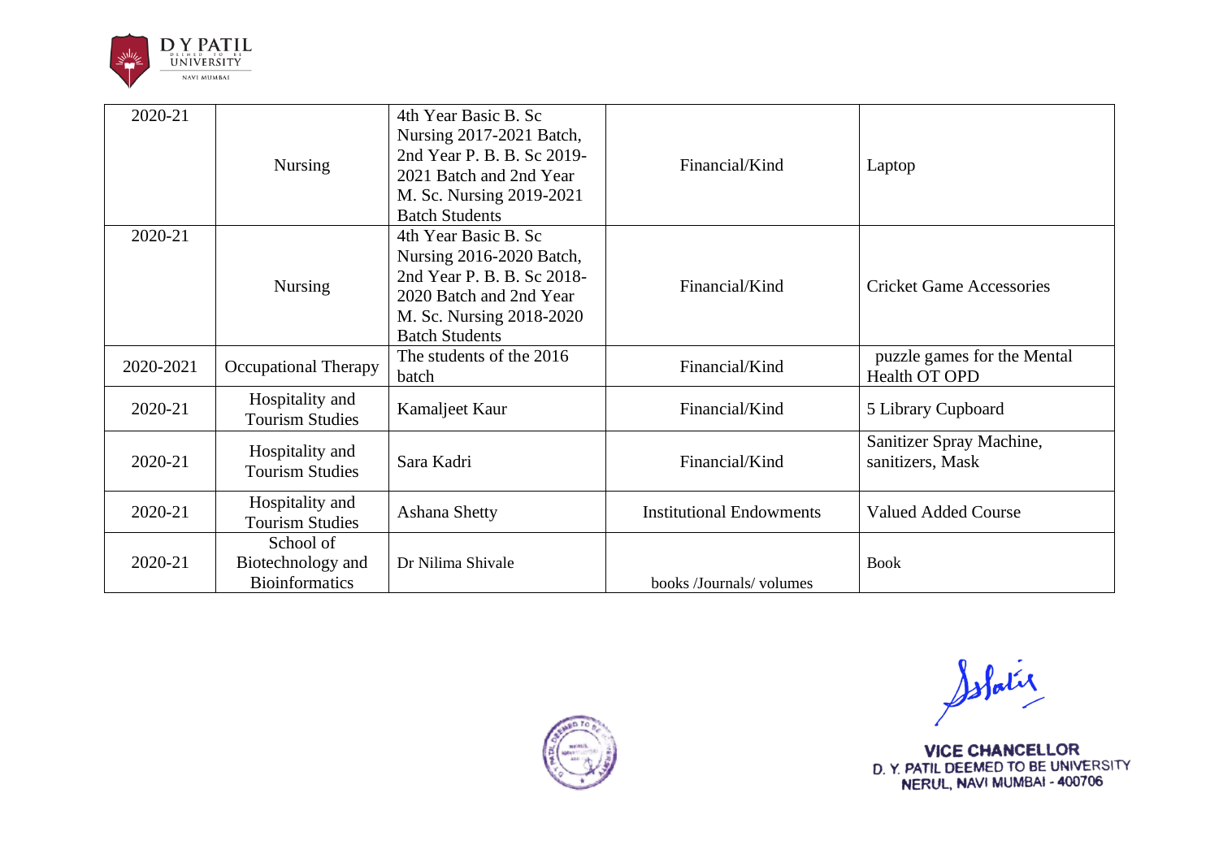| 2020-21 | Nursing | 4th Year Basic B. Sc Nursing 2017-2021 Batch, 2nd Year P. B. B. Sc 2019-2021 Batch and 2nd Year M. Sc. Nursing 2019-2021 Batch Students | Financial/Kind | Laptop |
|---|---|---|---|---|
| 2020-21 | Nursing | 4th Year Basic B. Sc Nursing 2016-2020 Batch, 2nd Year P. B. B. Sc 2018-2020 Batch and 2nd Year M. Sc. Nursing 2018-2020 Batch Students | Financial/Kind | Cricket Game Accessories |
| 2020-2021 | Occupational Therapy | The students of the 2016 batch | Financial/Kind | puzzle games for the Mental Health OT OPD |
| 2020-21 | Hospitality and Tourism Studies | Kamaljeet Kaur | Financial/Kind | 5 Library Cupboard |
| 2020-21 | Hospitality and Tourism Studies | Sara Kadri | Financial/Kind | Sanitizer Spray Machine, sanitizers, Mask |
| 2020-21 | Hospitality and Tourism Studies | Ashana Shetty | Institutional Endowments | Valued Added Course |
| 2020-21 | School of Biotechnology and Bioinformatics | Dr Nilima Shivale | books /Journals/ volumes | Book |

VICE CHANCELLOR
D. Y. PATIL DEEMED TO BE UNIVERSITY
NERUL, NAVI MUMBAI - 400706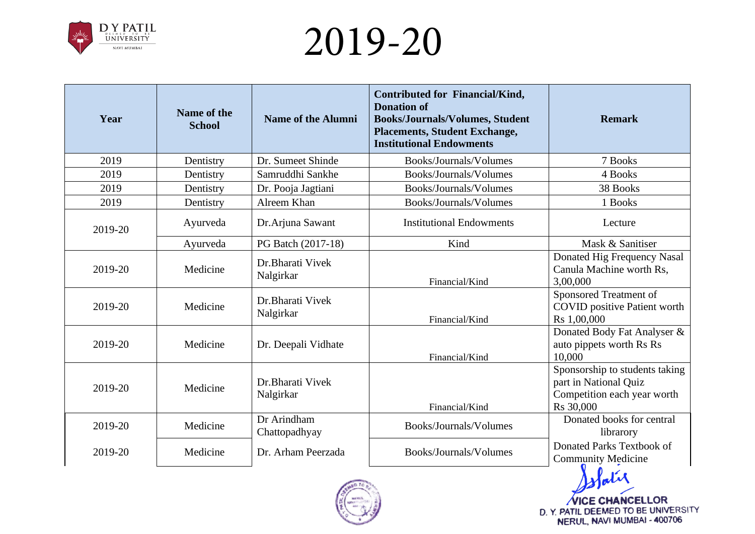# 2019-20

| Year | Name of the School | Name of the Alumni | Contributed for Financial/Kind, Donation of Books/Journals/Volumes, Student Placements, Student Exchange, Institutional Endowments | Remark |
|---|---|---|---|---|
| 2019 | Dentistry | Dr. Sumeet Shinde | Books/Journals/Volumes | 7 Books |
| 2019 | Dentistry | Samruddhi Sankhe | Books/Journals/Volumes | 4 Books |
| 2019 | Dentistry | Dr. Pooja Jagtiani | Books/Journals/Volumes | 38 Books |
| 2019 | Dentistry | Alreem Khan | Books/Journals/Volumes | 1 Books |
| 2019-20 | Ayurveda | Dr.Arjuna Sawant | Institutional Endowments | Lecture |
| | Ayurveda | PG Batch (2017-18) | Kind | Mask & Sanitiser |
| 2019-20 | Medicine | Dr.Bharati Vivek Nalgirkar | Financial/Kind | Donated Hig Frequency Nasal Canula Machine worth Rs, 3,00,000 |
| 2019-20 | Medicine | Dr.Bharati Vivek Nalgirkar | Financial/Kind | Sponsored Treatment of COVID positive Patient worth Rs 1,00,000 |
| 2019-20 | Medicine | Dr. Deepali Vidhate | Financial/Kind | Donated Body Fat Analyser & auto pippets worth Rs Rs 10,000 |
| 2019-20 | Medicine | Dr.Bharati Vivek Nalgirkar | Financial/Kind | Sponsorship to students taking part in National Quiz Competition each year worth Rs 30,000 |
| 2019-20 | Medicine | Dr Arindham Chattopadhyay | Books/Journals/Volumes | Donated books for central librarory |
| 2019-20 | Medicine | Dr. Arham Peerzada | Books/Journals/Volumes | Donated Parks Textbook of Community Medicine |

VICE CHANCELLOR
D. Y. PATIL DEEMED TO BE UNIVERSITY
NERUL, NAVI MUMBAI - 400706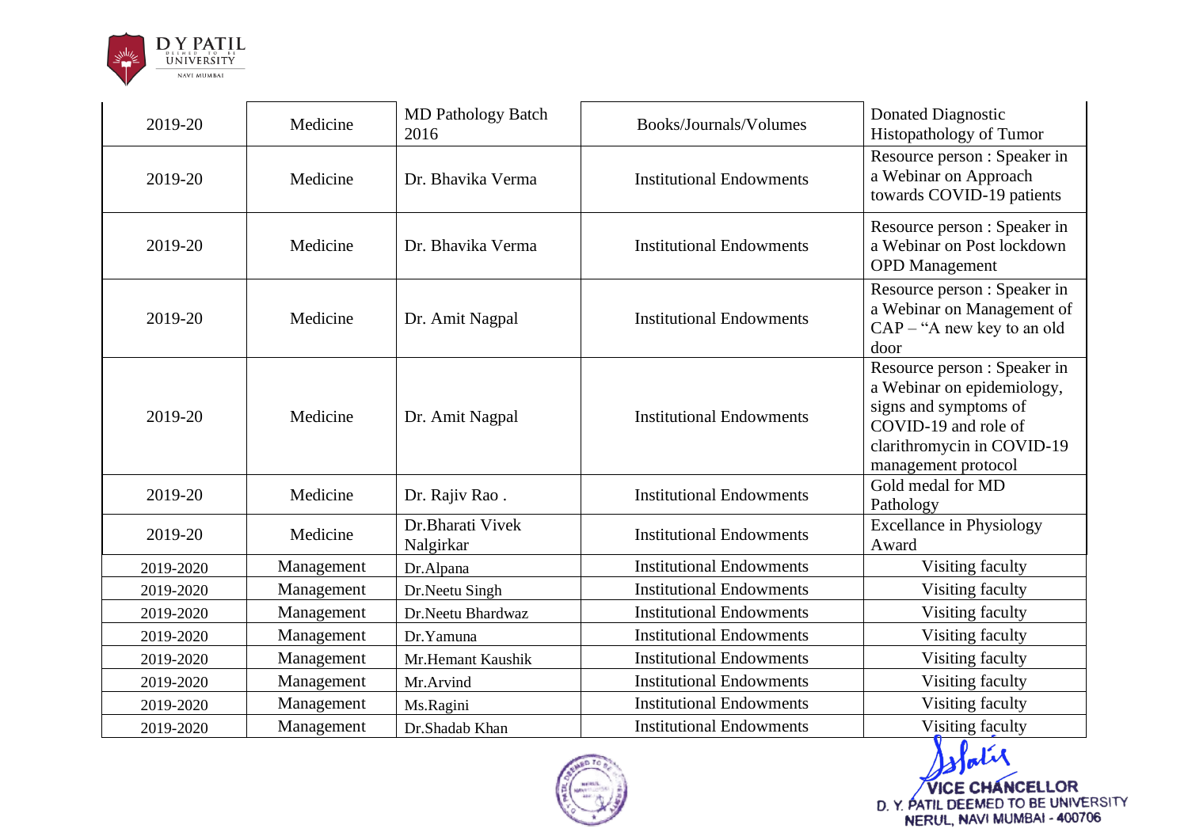| | | | | |
|---|---|---|---|---|
| 2019-20 | Medicine | MD Pathology Batch 2016 | Books/Journals/Volumes | Donated Diagnostic Histopathology of Tumor |
| 2019-20 | Medicine | Dr. Bhavika Verma | Institutional Endowments | Resource person : Speaker in a Webinar on Approach towards COVID-19 patients |
| 2019-20 | Medicine | Dr. Bhavika Verma | Institutional Endowments | Resource person : Speaker in a Webinar on Post lockdown OPD Management |
| 2019-20 | Medicine | Dr. Amit Nagpal | Institutional Endowments | Resource person : Speaker in a Webinar on Management of CAP – "A new key to an old door |
| 2019-20 | Medicine | Dr. Amit Nagpal | Institutional Endowments | Resource person : Speaker in a Webinar on epidemiology, signs and symptoms of COVID-19 and role of clarithromycin in COVID-19 management protocol |
| 2019-20 | Medicine | Dr. Rajiv Rao . | Institutional Endowments | Gold medal for MD Pathology |
| 2019-20 | Medicine | Dr.Bharati Vivek Nalgirkar | Institutional Endowments | Excellance in Physiology Award |
| 2019-2020 | Management | Dr.Alpana | Institutional Endowments | Visiting faculty |
| 2019-2020 | Management | Dr.Neetu Singh | Institutional Endowments | Visiting faculty |
| 2019-2020 | Management | Dr.Neetu Bhardwaz | Institutional Endowments | Visiting faculty |
| 2019-2020 | Management | Dr.Yamuna | Institutional Endowments | Visiting faculty |
| 2019-2020 | Management | Mr.Hemant Kaushik | Institutional Endowments | Visiting faculty |
| 2019-2020 | Management | Mr.Arvind | Institutional Endowments | Visiting faculty |
| 2019-2020 | Management | Ms.Ragini | Institutional Endowments | Visiting faculty |
| 2019-2020 | Management | Dr.Shadab Khan | Institutional Endowments | Visiting faculty |

VICE CHANCELLOR
D. Y. PATIL DEEMED TO BE UNIVERSITY
NERUL, NAVI MUMBAI - 400706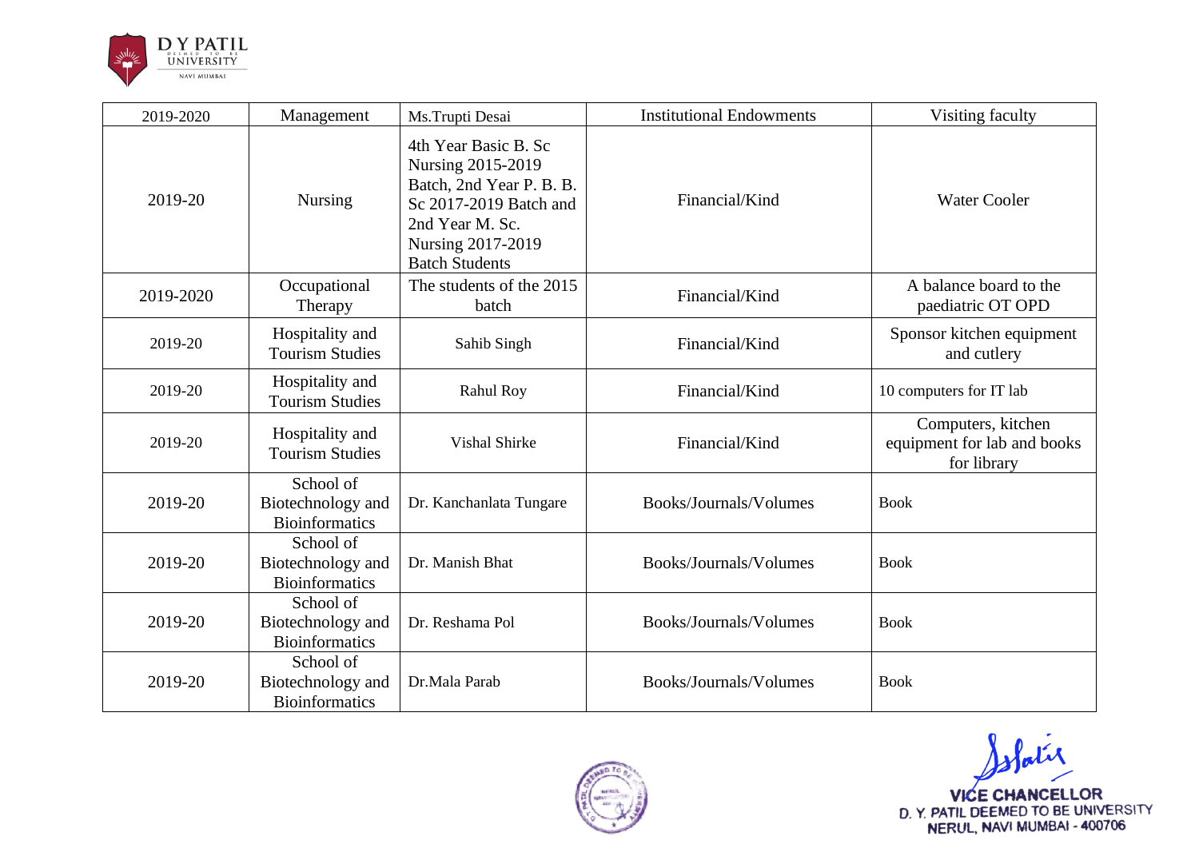| 2019-2020 | Management | Ms.Trupti Desai | Institutional Endowments | Visiting faculty |
|---|---|---|---|---|
| 2019-20 | Nursing | 4th Year Basic B. Sc Nursing 2015-2019 Batch, 2nd Year P. B. B. Sc 2017-2019 Batch and 2nd Year M. Sc. Nursing 2017-2019 Batch Students | Financial/Kind | Water Cooler |
| 2019-2020 | Occupational Therapy | The students of the 2015 batch | Financial/Kind | A balance board to the paediatric OT OPD |
| 2019-20 | Hospitality and Tourism Studies | Sahib Singh | Financial/Kind | Sponsor kitchen equipment and cutlery |
| 2019-20 | Hospitality and Tourism Studies | Rahul Roy | Financial/Kind | 10 computers for IT lab |
| 2019-20 | Hospitality and Tourism Studies | Vishal Shirke | Financial/Kind | Computers, kitchen equipment for lab and books for library |
| 2019-20 | School of Biotechnology and Bioinformatics | Dr. Kanchanlata Tungare | Books/Journals/Volumes | Book |
| 2019-20 | School of Biotechnology and Bioinformatics | Dr. Manish Bhat | Books/Journals/Volumes | Book |
| 2019-20 | School of Biotechnology and Bioinformatics | Dr. Reshama Pol | Books/Journals/Volumes | Book |
| 2019-20 | School of Biotechnology and Bioinformatics | Dr.Mala Parab | Books/Journals/Volumes | Book |

VICE CHANCELLOR
D. Y. PATIL DEEMED TO BE UNIVERSITY
NERUL, NAVI MUMBAI - 400706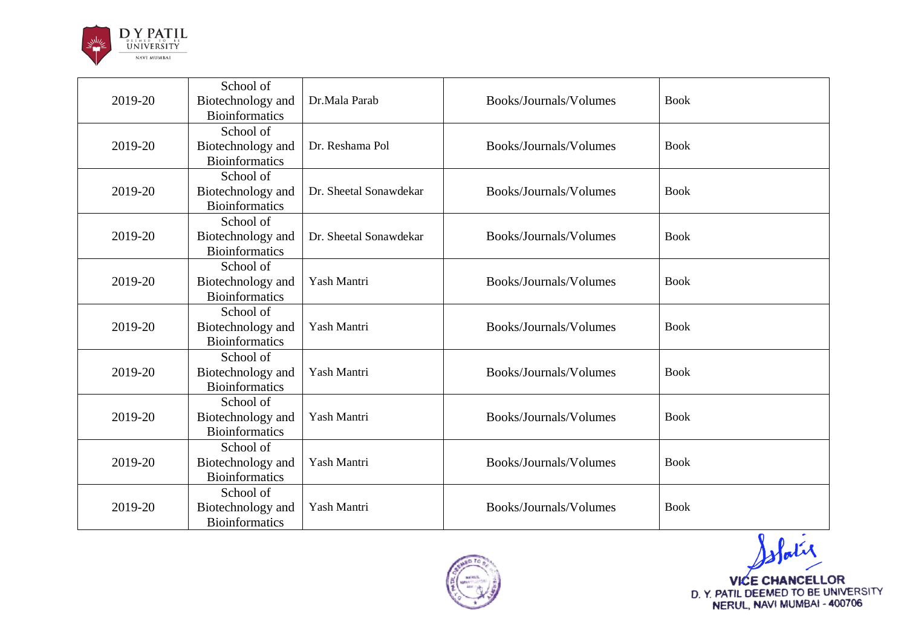| 2019-20 | School of Biotechnology and Bioinformatics | Dr.Mala Parab | Books/Journals/Volumes | Book |
|---|---|---|---|---|
| 2019-20 | School of Biotechnology and Bioinformatics | Dr. Reshama Pol | Books/Journals/Volumes | Book |
| 2019-20 | School of Biotechnology and Bioinformatics | Dr. Sheetal Sonawdekar | Books/Journals/Volumes | Book |
| 2019-20 | School of Biotechnology and Bioinformatics | Dr. Sheetal Sonawdekar | Books/Journals/Volumes | Book |
| 2019-20 | School of Biotechnology and Bioinformatics | Yash Mantri | Books/Journals/Volumes | Book |
| 2019-20 | School of Biotechnology and Bioinformatics | Yash Mantri | Books/Journals/Volumes | Book |
| 2019-20 | School of Biotechnology and Bioinformatics | Yash Mantri | Books/Journals/Volumes | Book |
| 2019-20 | School of Biotechnology and Bioinformatics | Yash Mantri | Books/Journals/Volumes | Book |
| 2019-20 | School of Biotechnology and Bioinformatics | Yash Mantri | Books/Journals/Volumes | Book |
| 2019-20 | School of Biotechnology and Bioinformatics | Yash Mantri | Books/Journals/Volumes | Book |

VICE CHANCELLOR
D. Y. PATIL DEEMED TO BE UNIVERSITY
NERUL, NAVI MUMBAI - 400706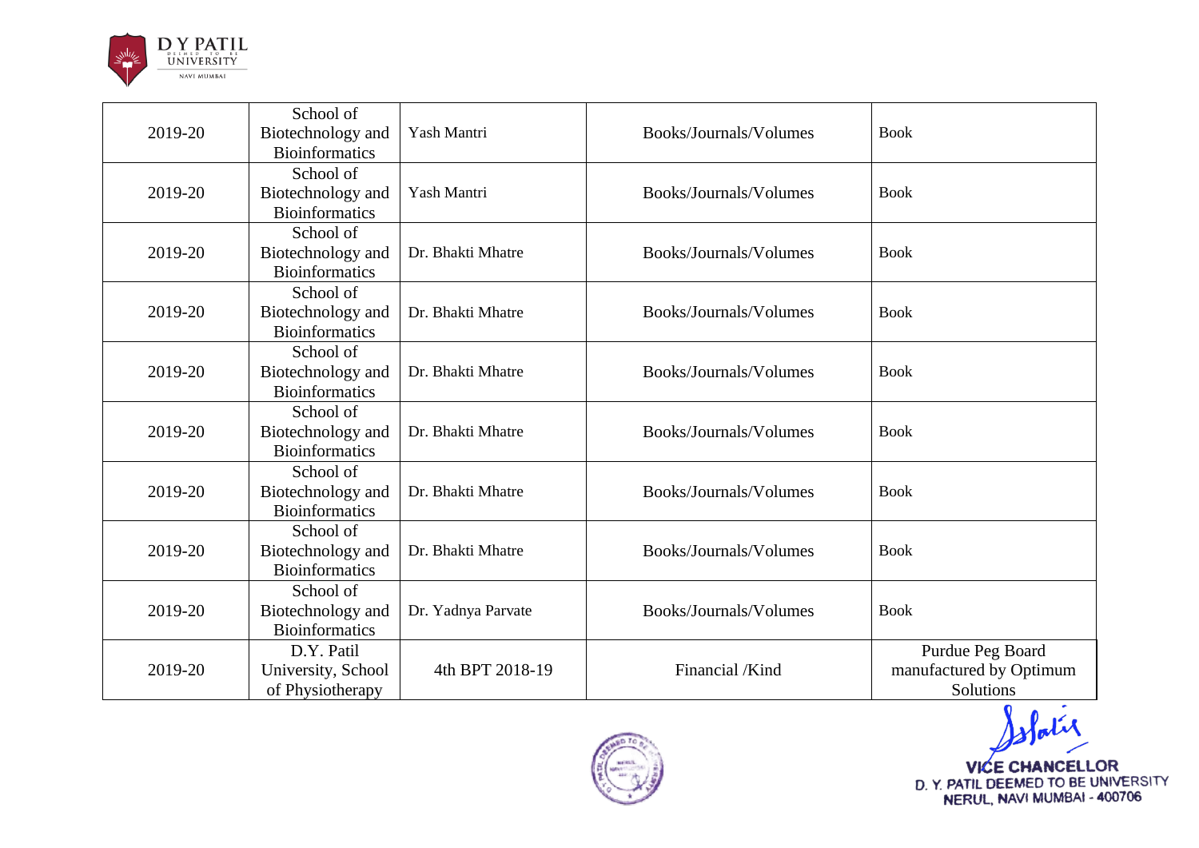| | | | | |
|---|---|---|---|---|
| 2019-20 | School of Biotechnology and Bioinformatics | Yash Mantri | Books/Journals/Volumes | Book |
| 2019-20 | School of Biotechnology and Bioinformatics | Yash Mantri | Books/Journals/Volumes | Book |
| 2019-20 | School of Biotechnology and Bioinformatics | Dr. Bhakti Mhatre | Books/Journals/Volumes | Book |
| 2019-20 | School of Biotechnology and Bioinformatics | Dr. Bhakti Mhatre | Books/Journals/Volumes | Book |
| 2019-20 | School of Biotechnology and Bioinformatics | Dr. Bhakti Mhatre | Books/Journals/Volumes | Book |
| 2019-20 | School of Biotechnology and Bioinformatics | Dr. Bhakti Mhatre | Books/Journals/Volumes | Book |
| 2019-20 | School of Biotechnology and Bioinformatics | Dr. Bhakti Mhatre | Books/Journals/Volumes | Book |
| 2019-20 | School of Biotechnology and Bioinformatics | Dr. Bhakti Mhatre | Books/Journals/Volumes | Book |
| 2019-20 | School of Biotechnology and Bioinformatics | Dr. Yadnya Parvate | Books/Journals/Volumes | Book |
| 2019-20 | D.Y. Patil University, School of Physiotherapy | 4th BPT 2018-19 | Financial /Kind | Purdue Peg Board manufactured by Optimum Solutions |

VICE CHANCELLOR
D. Y. PATIL DEEMED TO BE UNIVERSITY
NERUL, NAVI MUMBAI - 400706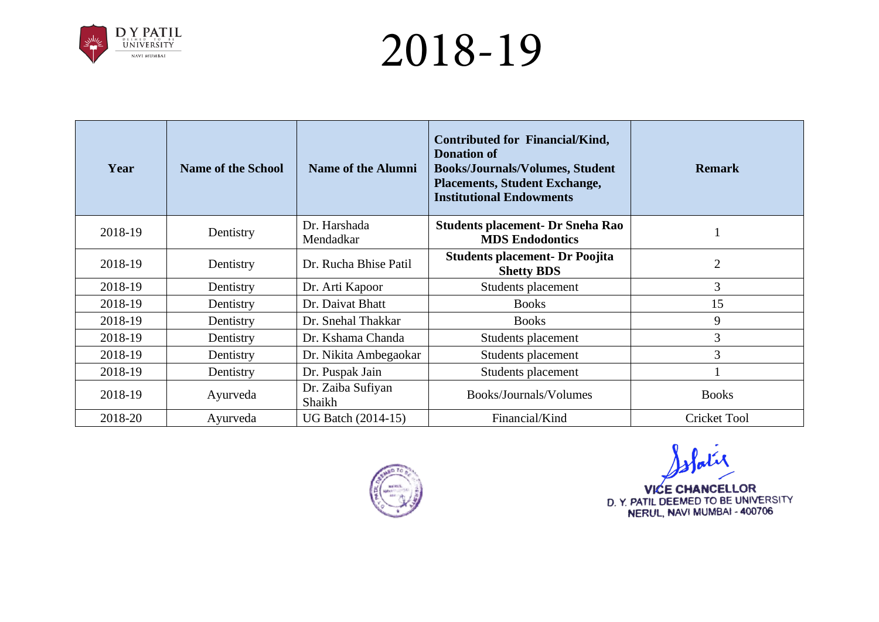# 2018-19

| Year | Name of the School | Name of the Alumni | Contributed for Financial/Kind, Donation of Books/Journals/Volumes, Student Placements, Student Exchange, Institutional Endowments | Remark |
|---|---|---|---|---|
| 2018-19 | Dentistry | Dr. Harshada Mendadkar | **Students placement- Dr Sneha Rao MDS Endodontics** | 1 |
| 2018-19 | Dentistry | Dr. Rucha Bhise Patil | **Students placement- Dr Poojita Shetty BDS** | 2 |
| 2018-19 | Dentistry | Dr. Arti Kapoor | Students placement | 3 |
| 2018-19 | Dentistry | Dr. Daivat Bhatt | Books | 15 |
| 2018-19 | Dentistry | Dr. Snehal Thakkar | Books | 9 |
| 2018-19 | Dentistry | Dr. Kshama Chanda | Students placement | 3 |
| 2018-19 | Dentistry | Dr. Nikita Ambegaokar | Students placement | 3 |
| 2018-19 | Dentistry | Dr. Puspak Jain | Students placement | 1 |
| 2018-19 | Ayurveda | Dr. Zaiba Sufiyan Shaikh | Books/Journals/Volumes | Books |
| 2018-20 | Ayurveda | UG Batch (2014-15) | Financial/Kind | Cricket Tool |

VICE CHANCELLOR
D. Y. PATIL DEEMED TO BE UNIVERSITY
NERUL, NAVI MUMBAI - 400706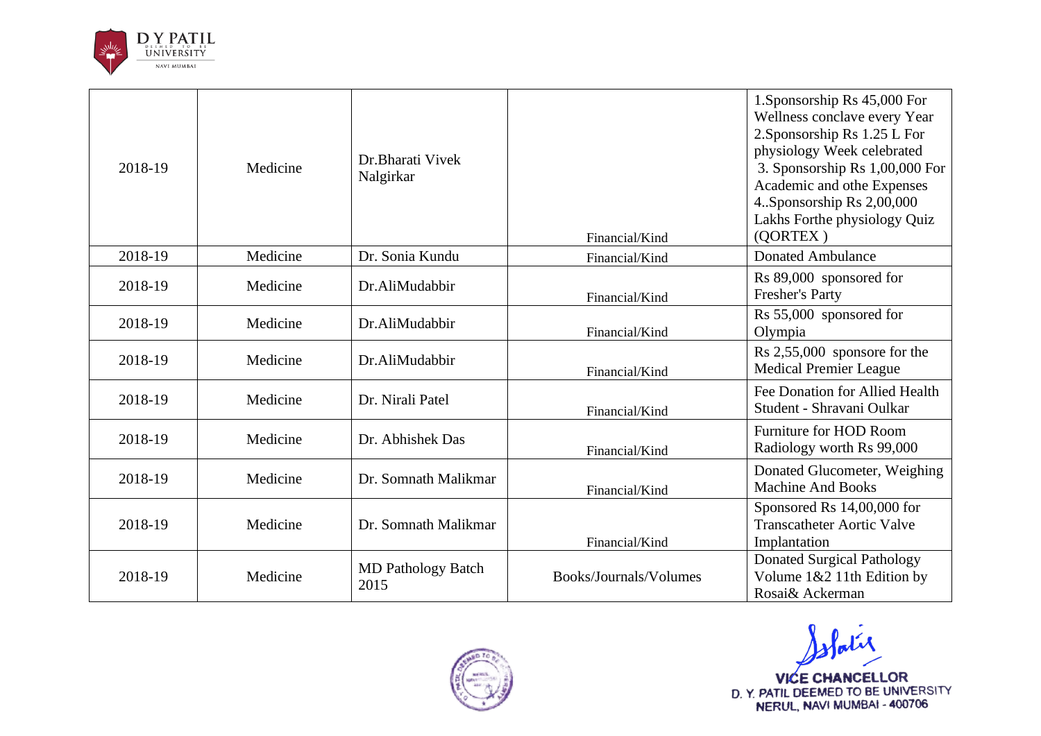| 2018-19 | Medicine | Dr.Bharati Vivek Nalgirkar | Financial/Kind | 1.Sponsorship Rs 45,000 For Wellness conclave every Year 2.Sponsorship Rs 1.25 L For physiology Week celebrated 3. Sponsorship Rs 1,00,000 For Academic and othe Expenses 4..Sponsorship Rs 2,00,000 Lakhs Forthe physiology Quiz (QORTEX ) |
|---|---|---|---|---|
| 2018-19 | Medicine | Dr. Sonia Kundu | Financial/Kind | Donated Ambulance |
| 2018-19 | Medicine | Dr.AliMudabbir | Financial/Kind | Rs 89,000 sponsored for Fresher's Party |
| 2018-19 | Medicine | Dr.AliMudabbir | Financial/Kind | Rs 55,000 sponsored for Olympia |
| 2018-19 | Medicine | Dr.AliMudabbir | Financial/Kind | Rs 2,55,000 sponsore for the Medical Premier League |
| 2018-19 | Medicine | Dr. Nirali Patel | Financial/Kind | Fee Donation for Allied Health Student - Shravani Oulkar |
| 2018-19 | Medicine | Dr. Abhishek Das | Financial/Kind | Furniture for HOD Room Radiology worth Rs 99,000 |
| 2018-19 | Medicine | Dr. Somnath Malikmar | Financial/Kind | Donated Glucometer, Weighing Machine And Books |
| 2018-19 | Medicine | Dr. Somnath Malikmar | Financial/Kind | Sponsored Rs 14,00,000 for Transcatheter Aortic Valve Implantation |
| 2018-19 | Medicine | MD Pathology Batch 2015 | Books/Journals/Volumes | Donated Surgical Pathology Volume 1&2 11th Edition by Rosai& Ackerman |

VICE CHANCELLOR
D. Y. PATIL DEEMED TO BE UNIVERSITY
NERUL, NAVI MUMBAI - 400706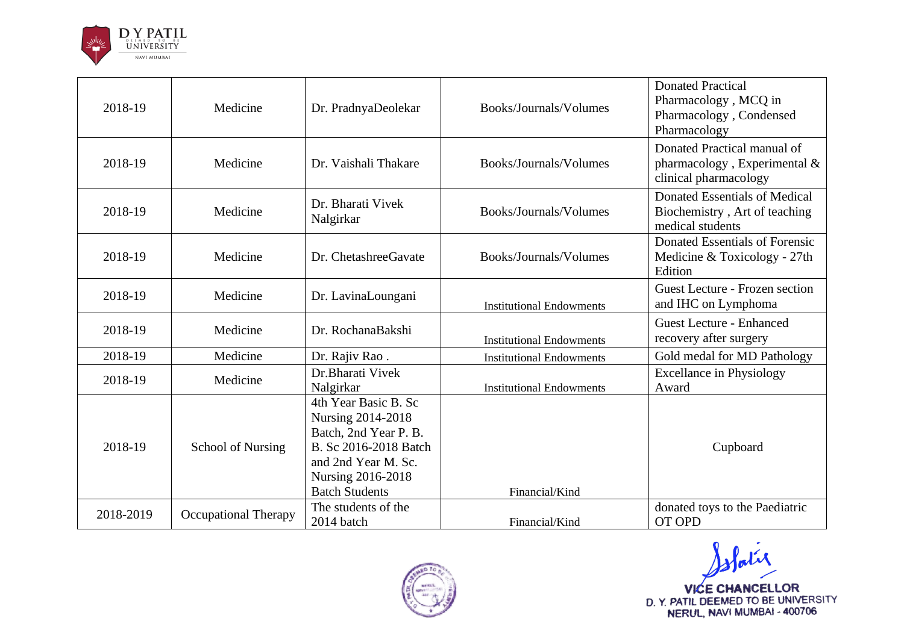| 2018-19 | Medicine | Dr. PradnyaDeolekar | Books/Journals/Volumes | Donated Practical Pharmacology , MCQ in Pharmacology , Condensed Pharmacology |
|---|---|---|---|---|
| 2018-19 | Medicine | Dr. Vaishali Thakare | Books/Journals/Volumes | Donated Practical manual of pharmacology , Experimental & clinical pharmacology |
| 2018-19 | Medicine | Dr. Bharati Vivek Nalgirkar | Books/Journals/Volumes | Donated Essentials of Medical Biochemistry , Art of teaching medical students |
| 2018-19 | Medicine | Dr. ChetashreeGavate | Books/Journals/Volumes | Donated Essentials of Forensic Medicine & Toxicology - 27th Edition |
| 2018-19 | Medicine | Dr. LavinaLoungani | Institutional Endowments | Guest Lecture - Frozen section and IHC on Lymphoma |
| 2018-19 | Medicine | Dr. RochanaBakshi | Institutional Endowments | Guest Lecture - Enhanced recovery after surgery |
| 2018-19 | Medicine | Dr. Rajiv Rao . | Institutional Endowments | Gold medal for MD Pathology |
| 2018-19 | Medicine | Dr.Bharati Vivek Nalgirkar | Institutional Endowments | Excellance in Physiology Award |
| 2018-19 | School of Nursing | 4th Year Basic B. Sc Nursing 2014-2018 Batch, 2nd Year P. B. B. Sc 2016-2018 Batch and 2nd Year M. Sc. Nursing 2016-2018 Batch Students | Financial/Kind | Cupboard |
| 2018-2019 | Occupational Therapy | The students of the 2014 batch | Financial/Kind | donated toys to the Paediatric OT OPD |

VICE CHANCELLOR
D. Y. PATIL DEEMED TO BE UNIVERSITY
NERUL, NAVI MUMBAI - 400706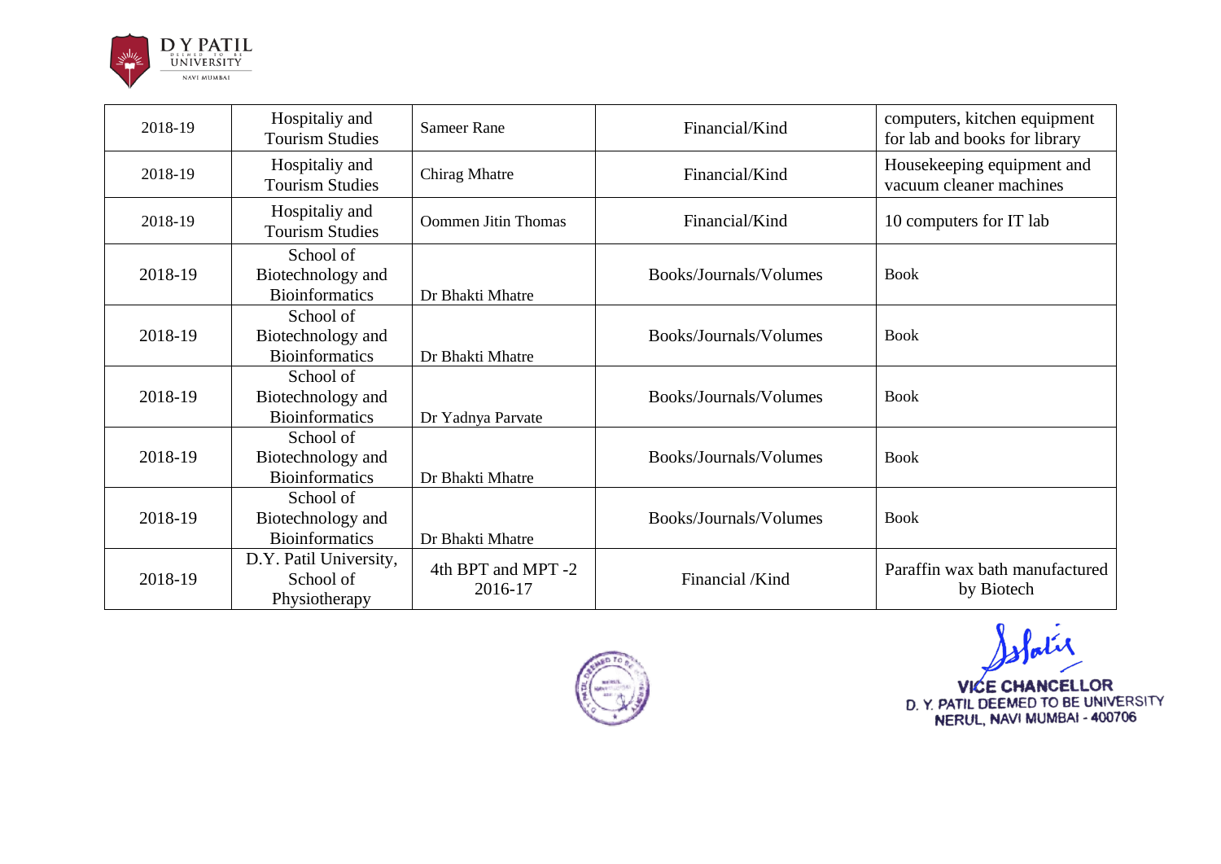| 2018-19 | Hospitaliy and Tourism Studies | Sameer Rane | Financial/Kind | computers, kitchen equipment for lab and books for library |
|---|---|---|---|---|
| 2018-19 | Hospitaliy and Tourism Studies | Chirag Mhatre | Financial/Kind | Housekeeping equipment and vacuum cleaner machines |
| 2018-19 | Hospitaliy and Tourism Studies | Oommen Jitin Thomas | Financial/Kind | 10 computers for IT lab |
| 2018-19 | School of Biotechnology and Bioinformatics | Dr Bhakti Mhatre | Books/Journals/Volumes | Book |
| 2018-19 | School of Biotechnology and Bioinformatics | Dr Bhakti Mhatre | Books/Journals/Volumes | Book |
| 2018-19 | School of Biotechnology and Bioinformatics | Dr Yadnya Parvate | Books/Journals/Volumes | Book |
| 2018-19 | School of Biotechnology and Bioinformatics | Dr Bhakti Mhatre | Books/Journals/Volumes | Book |
| 2018-19 | School of Biotechnology and Bioinformatics | Dr Bhakti Mhatre | Books/Journals/Volumes | Book |
| 2018-19 | D.Y. Patil University, School of Physiotherapy | 4th BPT and MPT -2 2016-17 | Financial /Kind | Paraffin wax bath manufactured by Biotech |

VICE CHANCELLOR
D. Y. PATIL DEEMED TO BE UNIVERSITY
NERUL, NAVI MUMBAI - 400706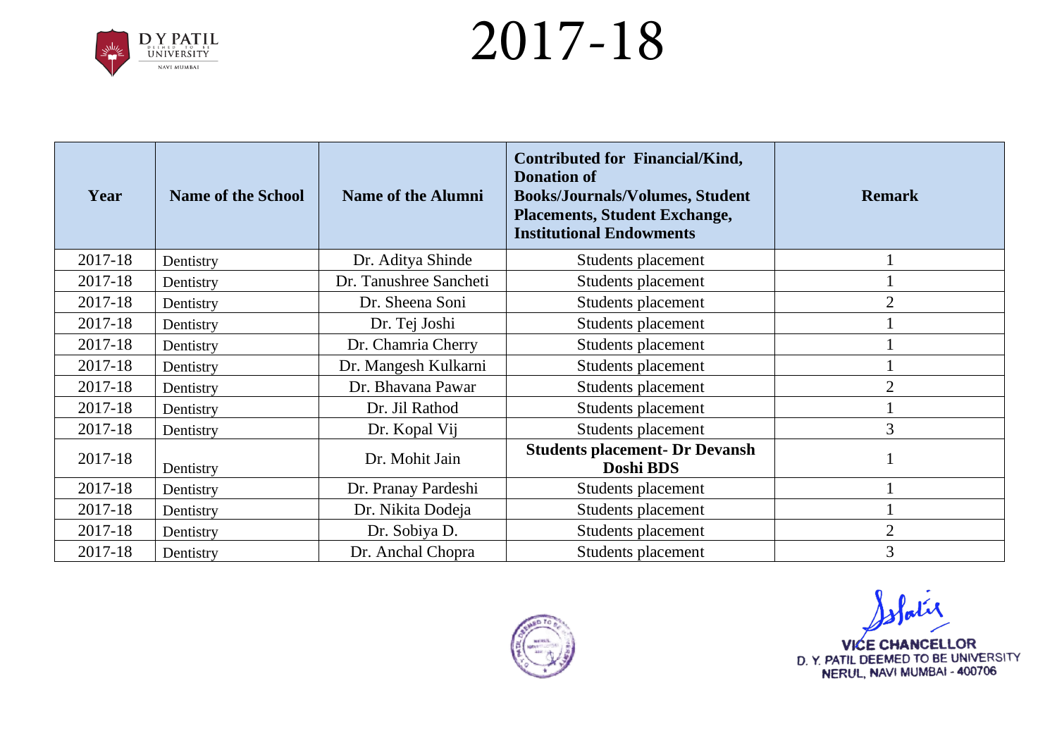# 2017-18

| Year | Name of the School | Name of the Alumni | Contributed for Financial/Kind, Donation of Books/Journals/Volumes, Student Placements, Student Exchange, Institutional Endowments | Remark |
|---|---|---|---|---|
| 2017-18 | Dentistry | Dr. Aditya Shinde | Students placement | 1 |
| 2017-18 | Dentistry | Dr. Tanushree Sancheti | Students placement | 1 |
| 2017-18 | Dentistry | Dr. Sheena Soni | Students placement | 2 |
| 2017-18 | Dentistry | Dr. Tej Joshi | Students placement | 1 |
| 2017-18 | Dentistry | Dr. Chamria Cherry | Students placement | 1 |
| 2017-18 | Dentistry | Dr. Mangesh Kulkarni | Students placement | 1 |
| 2017-18 | Dentistry | Dr. Bhavana Pawar | Students placement | 2 |
| 2017-18 | Dentistry | Dr. Jil Rathod | Students placement | 1 |
| 2017-18 | Dentistry | Dr. Kopal Vij | Students placement | 3 |
| 2017-18 | Dentistry | Dr. Mohit Jain | **Students placement- Dr Devansh Doshi BDS** | 1 |
| 2017-18 | Dentistry | Dr. Pranay Pardeshi | Students placement | 1 |
| 2017-18 | Dentistry | Dr. Nikita Dodeja | Students placement | 1 |
| 2017-18 | Dentistry | Dr. Sobiya D. | Students placement | 2 |
| 2017-18 | Dentistry | Dr. Anchal Chopra | Students placement | 3 |

VICE CHANCELLOR
D. Y. PATIL DEEMED TO BE UNIVERSITY
NERUL, NAVI MUMBAI - 400706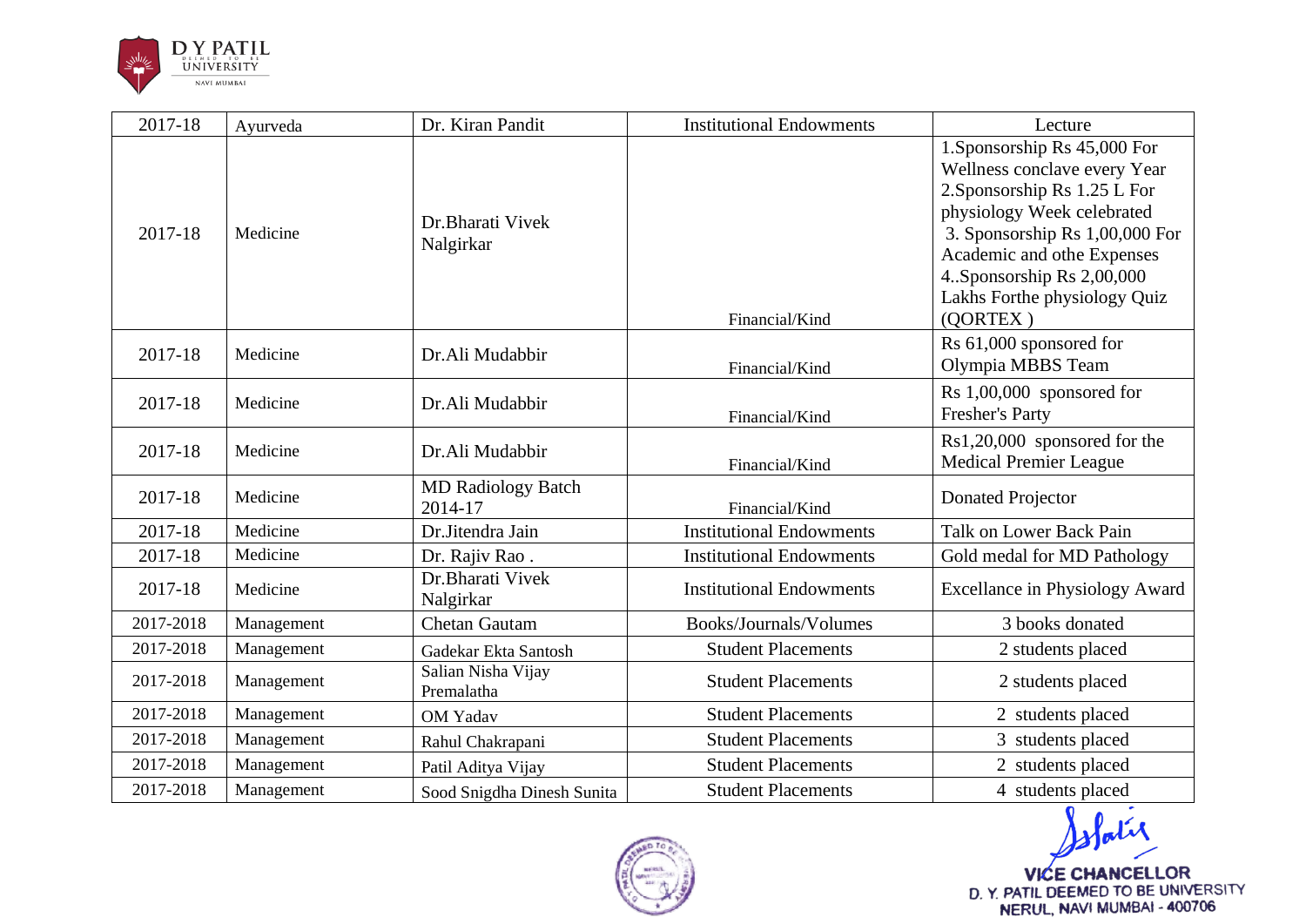| 2017-18 | Ayurveda | Dr. Kiran Pandit | Institutional Endowments | Lecture |
|---|---|---|---|---|
| 2017-18 | Medicine | Dr.Bharati Vivek Nalgirkar | Financial/Kind | 1.Sponsorship Rs 45,000 For Wellness conclave every Year 2.Sponsorship Rs 1.25 L For physiology Week celebrated 3. Sponsorship Rs 1,00,000 For Academic and othe Expenses 4..Sponsorship Rs 2,00,000 Lakhs Forthe physiology Quiz (QORTEX ) |
| 2017-18 | Medicine | Dr.Ali Mudabbir | Financial/Kind | Rs 61,000 sponsored for Olympia MBBS Team |
| 2017-18 | Medicine | Dr.Ali Mudabbir | Financial/Kind | Rs 1,00,000 sponsored for Fresher's Party |
| 2017-18 | Medicine | Dr.Ali Mudabbir | Financial/Kind | Rs1,20,000 sponsored for the Medical Premier League |
| 2017-18 | Medicine | MD Radiology Batch 2014-17 | Financial/Kind | Donated Projector |
| 2017-18 | Medicine | Dr.Jitendra Jain | Institutional Endowments | Talk on Lower Back Pain |
| 2017-18 | Medicine | Dr. Rajiv Rao . | Institutional Endowments | Gold medal for MD Pathology |
| 2017-18 | Medicine | Dr.Bharati Vivek Nalgirkar | Institutional Endowments | Excellance in Physiology Award |
| 2017-2018 | Management | Chetan Gautam | Books/Journals/Volumes | 3 books donated |
| 2017-2018 | Management | Gadekar Ekta Santosh | Student Placements | 2 students placed |
| 2017-2018 | Management | Salian Nisha Vijay Premalatha | Student Placements | 2 students placed |
| 2017-2018 | Management | OM Yadav | Student Placements | 2 students placed |
| 2017-2018 | Management | Rahul Chakrapani | Student Placements | 3 students placed |
| 2017-2018 | Management | Patil Aditya Vijay | Student Placements | 2 students placed |
| 2017-2018 | Management | Sood Snigdha Dinesh Sunita | Student Placements | 4 students placed |

VICE CHANCELLOR
D. Y. PATIL DEEMED TO BE UNIVERSITY
NERUL, NAVI MUMBAI - 400706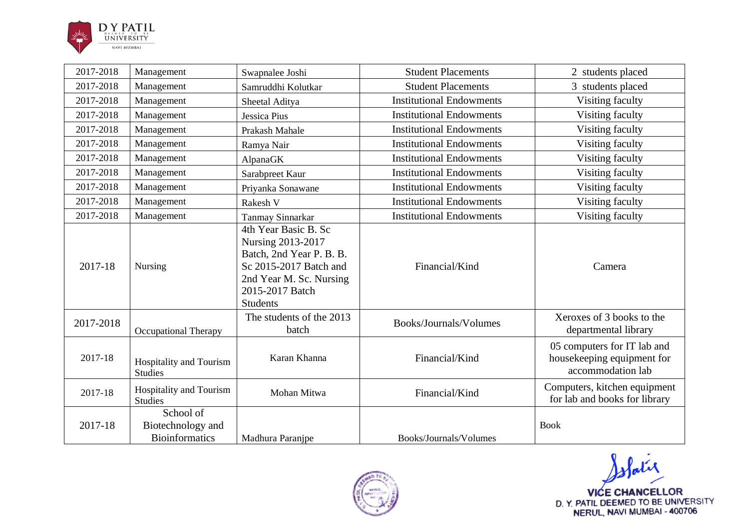| 2017-2018 | Management | Swapnalee Joshi | Student Placements | 2 students placed |
|---|---|---|---|---|
| 2017-2018 | Management | Samruddhi Kolutkar | Student Placements | 3 students placed |
| 2017-2018 | Management | Sheetal Aditya | Institutional Endowments | Visiting faculty |
| 2017-2018 | Management | Jessica Pius | Institutional Endowments | Visiting faculty |
| 2017-2018 | Management | Prakash Mahale | Institutional Endowments | Visiting faculty |
| 2017-2018 | Management | Ramya Nair | Institutional Endowments | Visiting faculty |
| 2017-2018 | Management | AlpanaGK | Institutional Endowments | Visiting faculty |
| 2017-2018 | Management | Sarabpreet Kaur | Institutional Endowments | Visiting faculty |
| 2017-2018 | Management | Priyanka Sonawane | Institutional Endowments | Visiting faculty |
| 2017-2018 | Management | Rakesh V | Institutional Endowments | Visiting faculty |
| 2017-2018 | Management | Tanmay Sinnarkar | Institutional Endowments | Visiting faculty |
| 2017-18 | Nursing | 4th Year Basic B. Sc Nursing 2013-2017 Batch, 2nd Year P. B. B. Sc 2015-2017 Batch and 2nd Year M. Sc. Nursing 2015-2017 Batch Students | Financial/Kind | Camera |
| 2017-2018 | Occupational Therapy | The students of the 2013 batch | Books/Journals/Volumes | Xeroxes of 3 books to the departmental library |
| 2017-18 | Hospitality and Tourism Studies | Karan Khanna | Financial/Kind | 05 computers for IT lab and housekeeping equipment for accommodation lab |
| 2017-18 | Hospitality and Tourism Studies | Mohan Mitwa | Financial/Kind | Computers, kitchen equipment for lab and books for library |
| 2017-18 | School of Biotechnology and Bioinformatics | Madhura Paranjpe | Books/Journals/Volumes | Book |

VICE CHANCELLOR
D. Y. PATIL DEEMED TO BE UNIVERSITY
NERUL, NAVI MUMBAI - 400706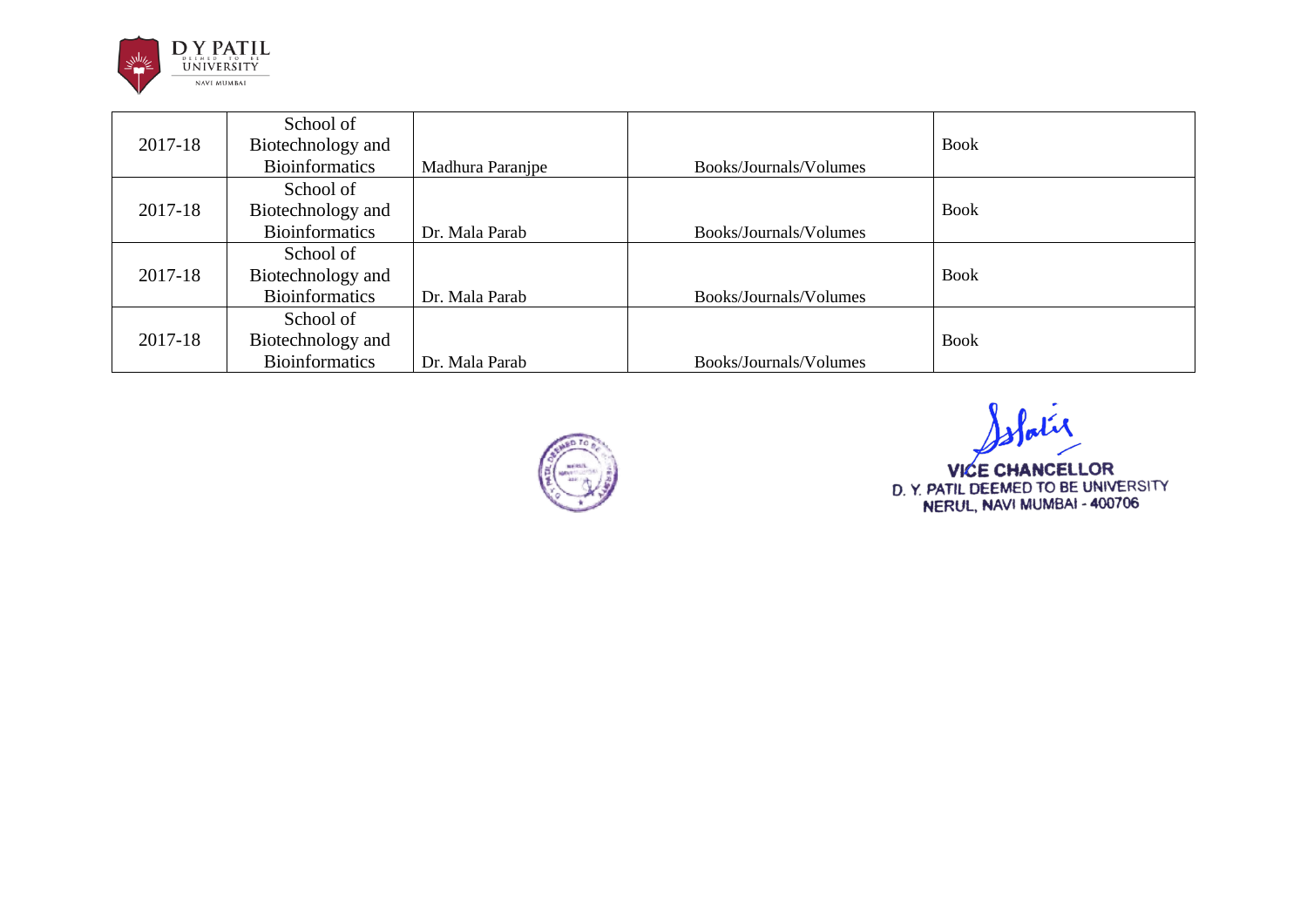| 2017-18 | School of Biotechnology and Bioinformatics | Madhura Paranjpe | Books/Journals/Volumes | Book |
|---|---|---|---|---|
| 2017-18 | School of Biotechnology and Bioinformatics | Dr. Mala Parab | Books/Journals/Volumes | Book |
| 2017-18 | School of Biotechnology and Bioinformatics | Dr. Mala Parab | Books/Journals/Volumes | Book |
| 2017-18 | School of Biotechnology and Bioinformatics | Dr. Mala Parab | Books/Journals/Volumes | Book |

VICE CHANCELLOR
D. Y. PATIL DEEMED TO BE UNIVERSITY
NERUL, NAVI MUMBAI - 400706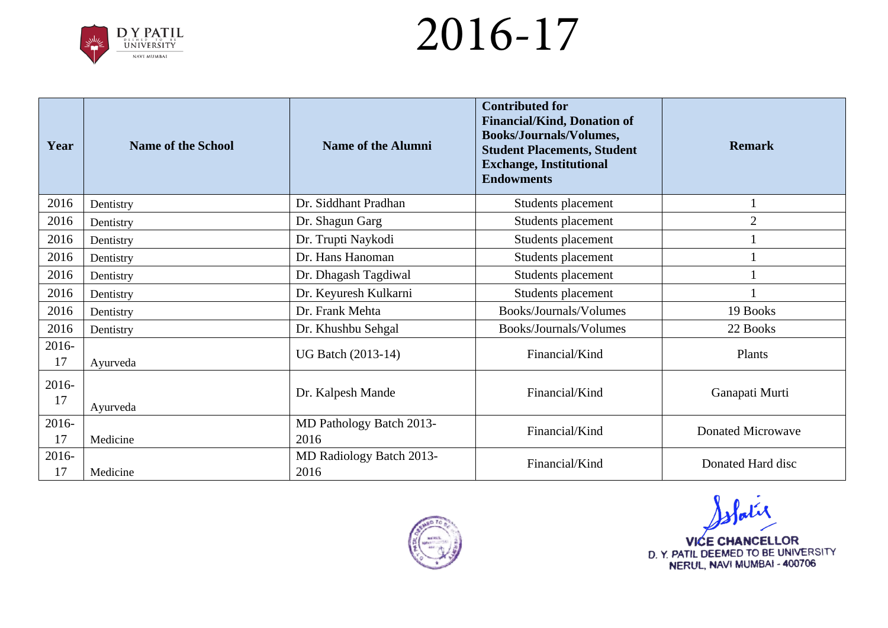# 2016-17

| Year | Name of the School | Name of the Alumni | Contributed for Financial/Kind, Donation of Books/Journals/Volumes, Student Placements, Student Exchange, Institutional Endowments | Remark |
|---|---|---|---|---|
| 2016 | Dentistry | Dr. Siddhant Pradhan | Students placement | 1 |
| 2016 | Dentistry | Dr. Shagun Garg | Students placement | 2 |
| 2016 | Dentistry | Dr. Trupti Naykodi | Students placement | 1 |
| 2016 | Dentistry | Dr. Hans Hanoman | Students placement | 1 |
| 2016 | Dentistry | Dr. Dhagash Tagdiwal | Students placement | 1 |
| 2016 | Dentistry | Dr. Keyuresh Kulkarni | Students placement | 1 |
| 2016 | Dentistry | Dr. Frank Mehta | Books/Journals/Volumes | 19 Books |
| 2016 | Dentistry | Dr. Khushbu Sehgal | Books/Journals/Volumes | 22 Books |
| 2016-17 | Ayurveda | UG Batch (2013-14) | Financial/Kind | Plants |
| 2016-17 | Ayurveda | Dr. Kalpesh Mande | Financial/Kind | Ganapati Murti |
| 2016-17 | Medicine | MD Pathology Batch 2013-2016 | Financial/Kind | Donated Microwave |
| 2016-17 | Medicine | MD Radiology Batch 2013-2016 | Financial/Kind | Donated Hard disc |

VICE CHANCELLOR
D. Y. PATIL DEEMED TO BE UNIVERSITY
NERUL, NAVI MUMBAI - 400706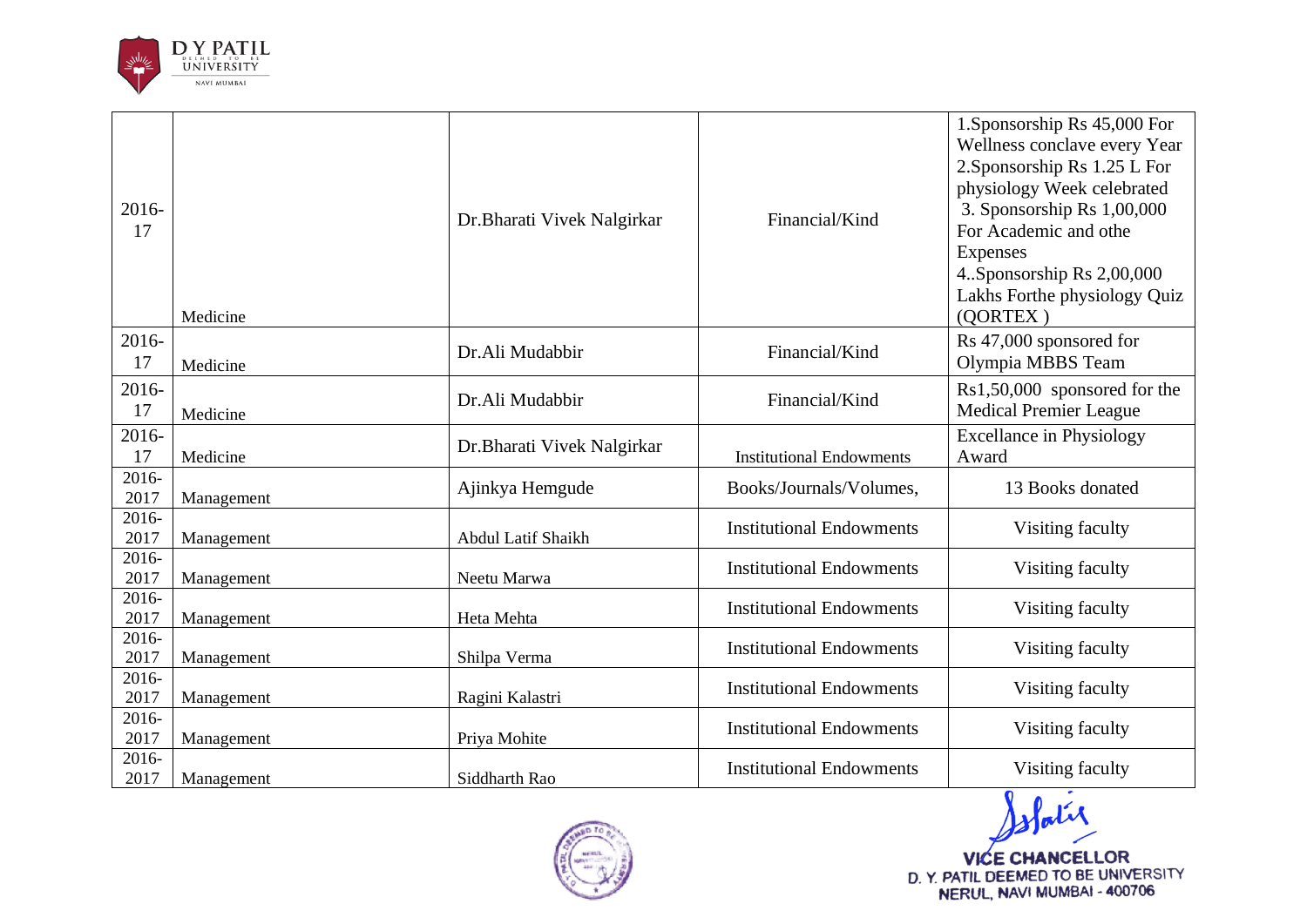| 2016-17 | Medicine | Dr.Bharati Vivek Nalgirkar | Financial/Kind | 1.Sponsorship Rs 45,000 For Wellness conclave every Year 2.Sponsorship Rs 1.25 L For physiology Week celebrated 3. Sponsorship Rs 1,00,000 For Academic and othe Expenses 4..Sponsorship Rs 2,00,000 Lakhs Forthe physiology Quiz (QORTEX ) |
|---|---|---|---|---|
| 2016-17 | Medicine | Dr.Ali Mudabbir | Financial/Kind | Rs 47,000 sponsored for Olympia MBBS Team |
| 2016-17 | Medicine | Dr.Ali Mudabbir | Financial/Kind | Rs1,50,000 sponsored for the Medical Premier League |
| 2016-17 | Medicine | Dr.Bharati Vivek Nalgirkar | Institutional Endowments | Excellance in Physiology Award |
| 2016-2017 | Management | Ajinkya Hemgude | Books/Journals/Volumes, | 13 Books donated |
| 2016-2017 | Management | Abdul Latif Shaikh | Institutional Endowments | Visiting faculty |
| 2016-2017 | Management | Neetu Marwa | Institutional Endowments | Visiting faculty |
| 2016-2017 | Management | Heta Mehta | Institutional Endowments | Visiting faculty |
| 2016-2017 | Management | Shilpa Verma | Institutional Endowments | Visiting faculty |
| 2016-2017 | Management | Ragini Kalastri | Institutional Endowments | Visiting faculty |
| 2016-2017 | Management | Priya Mohite | Institutional Endowments | Visiting faculty |
| 2016-2017 | Management | Siddharth Rao | Institutional Endowments | Visiting faculty |

VICE CHANCELLOR
D. Y. PATIL DEEMED TO BE UNIVERSITY
NERUL, NAVI MUMBAI - 400706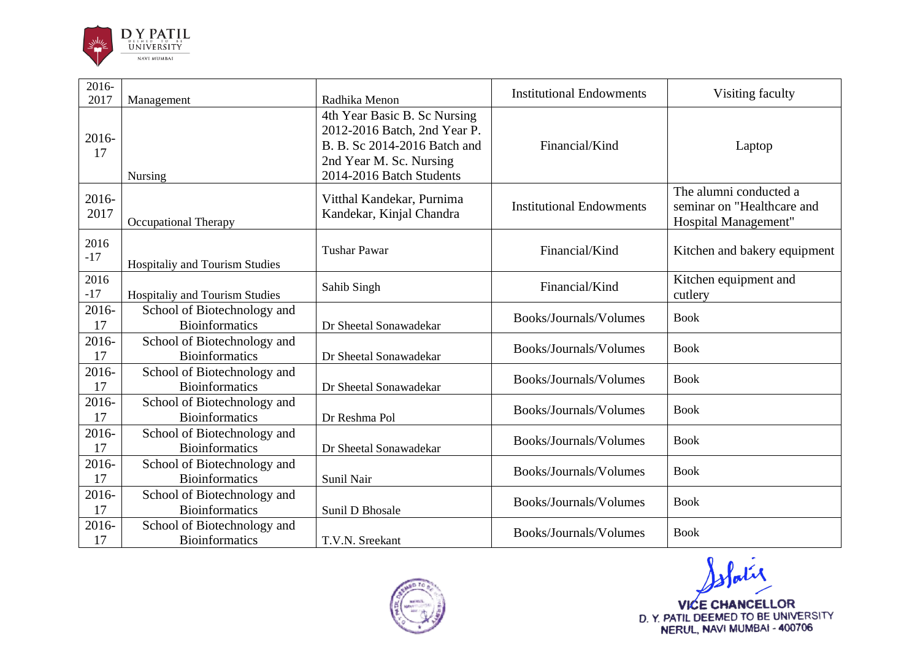| 2016-2017 | Management | Radhika Menon | Institutional Endowments | Visiting faculty |
|---|---|---|---|---|
| 2016-17 | Nursing | 4th Year Basic B. Sc Nursing 2012-2016 Batch, 2nd Year P. B. B. Sc 2014-2016 Batch and 2nd Year M. Sc. Nursing 2014-2016 Batch Students | Financial/Kind | Laptop |
| 2016-2017 | Occupational Therapy | Vitthal Kandekar, Purnima Kandekar, Kinjal Chandra | Institutional Endowments | The alumni conducted a seminar on "Healthcare and Hospital Management" |
| 2016 -17 | Hospitaliy and Tourism Studies | Tushar Pawar | Financial/Kind | Kitchen and bakery equipment |
| 2016 -17 | Hospitaliy and Tourism Studies | Sahib Singh | Financial/Kind | Kitchen equipment and cutlery |
| 2016-17 | School of Biotechnology and Bioinformatics | Dr Sheetal Sonawadekar | Books/Journals/Volumes | Book |
| 2016-17 | School of Biotechnology and Bioinformatics | Dr Sheetal Sonawadekar | Books/Journals/Volumes | Book |
| 2016-17 | School of Biotechnology and Bioinformatics | Dr Sheetal Sonawadekar | Books/Journals/Volumes | Book |
| 2016-17 | School of Biotechnology and Bioinformatics | Dr Reshma Pol | Books/Journals/Volumes | Book |
| 2016-17 | School of Biotechnology and Bioinformatics | Dr Sheetal Sonawadekar | Books/Journals/Volumes | Book |
| 2016-17 | School of Biotechnology and Bioinformatics | Sunil Nair | Books/Journals/Volumes | Book |
| 2016-17 | School of Biotechnology and Bioinformatics | Sunil D Bhosale | Books/Journals/Volumes | Book |
| 2016-17 | School of Biotechnology and Bioinformatics | T.V.N. Sreekant | Books/Journals/Volumes | Book |

VICE CHANCELLOR
D. Y. PATIL DEEMED TO BE UNIVERSITY
NERUL, NAVI MUMBAI - 400706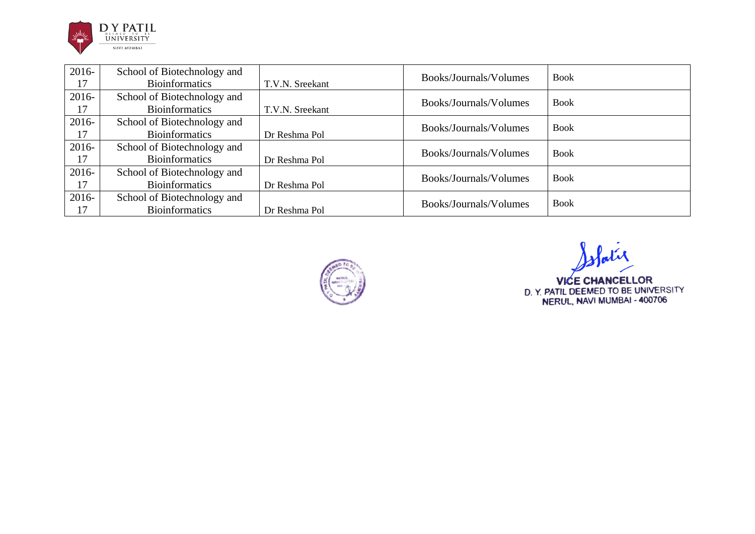| | | | | |
|---|---|---|---|---|
| 2016-17 | School of Biotechnology and Bioinformatics | T.V.N. Sreekant | Books/Journals/Volumes | Book |
| 2016-17 | School of Biotechnology and Bioinformatics | T.V.N. Sreekant | Books/Journals/Volumes | Book |
| 2016-17 | School of Biotechnology and Bioinformatics | Dr Reshma Pol | Books/Journals/Volumes | Book |
| 2016-17 | School of Biotechnology and Bioinformatics | Dr Reshma Pol | Books/Journals/Volumes | Book |
| 2016-17 | School of Biotechnology and Bioinformatics | Dr Reshma Pol | Books/Journals/Volumes | Book |
| 2016-17 | School of Biotechnology and Bioinformatics | Dr Reshma Pol | Books/Journals/Volumes | Book |

VICE CHANCELLOR
D. Y. PATIL DEEMED TO BE UNIVERSITY
NERUL, NAVI MUMBAI - 400706